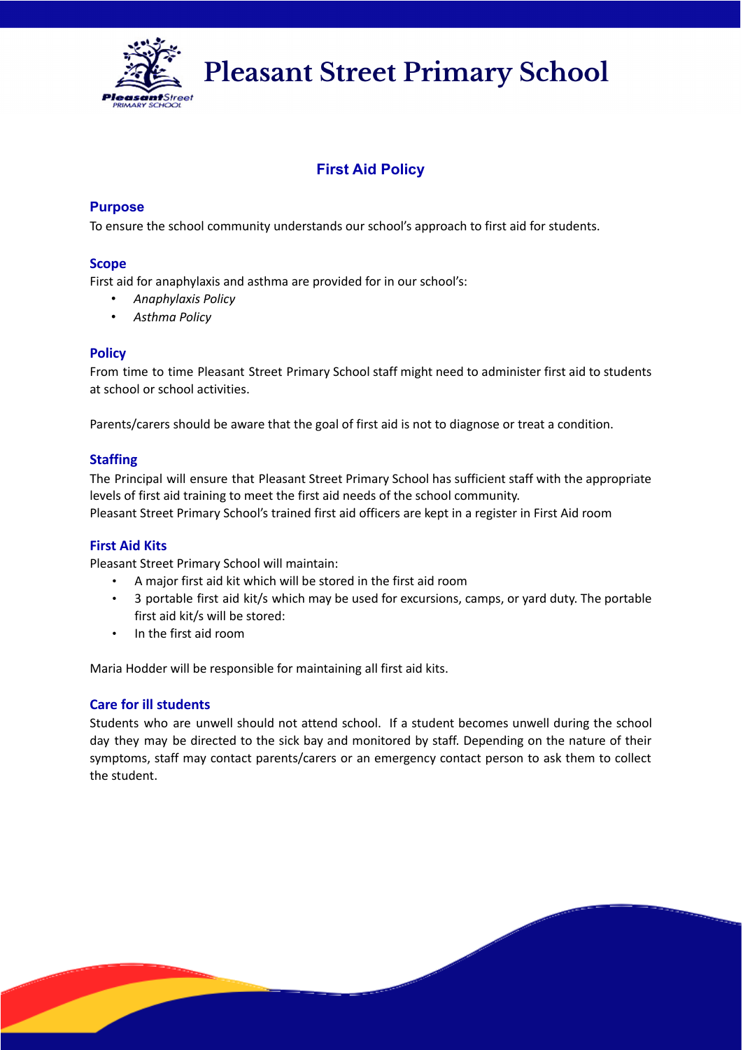# Pleasant Street Primary School

## First Aid Policy

### Purpose

To ensure the school community understands our school's approach to first aid for students.

### Scope

First aid for anaphylaxis and asthma are provided for in our school's:

- *Anaphylaxis Policy*
- *Asthma Policy*

### Policy

From time to time Pleasant Street Primary School staff might need to administer first aid to students at school or school activities.

Parents/carers should be aware that the goal of first aid is not to diagnose or treat a condition.

### Staffing

The Principal will ensure that Pleasant Street Primary School has sufficient staff with the appropriate levels of first aid training to meet the first aid needs of the school community.
Pleasant Street Primary School's trained first aid officers are kept in a register in First Aid room

### First Aid Kits

Pleasant Street Primary School will maintain:

- A major first aid kit which will be stored in the first aid room
- 3 portable first aid kit/s which may be used for excursions, camps, or yard duty. The portable first aid kit/s will be stored:
- In the first aid room

Maria Hodder will be responsible for maintaining all first aid kits.

### Care for ill students

Students who are unwell should not attend school. If a student becomes unwell during the school day they may be directed to the sick bay and monitored by staff. Depending on the nature of their symptoms, staff may contact parents/carers or an emergency contact person to ask them to collect the student.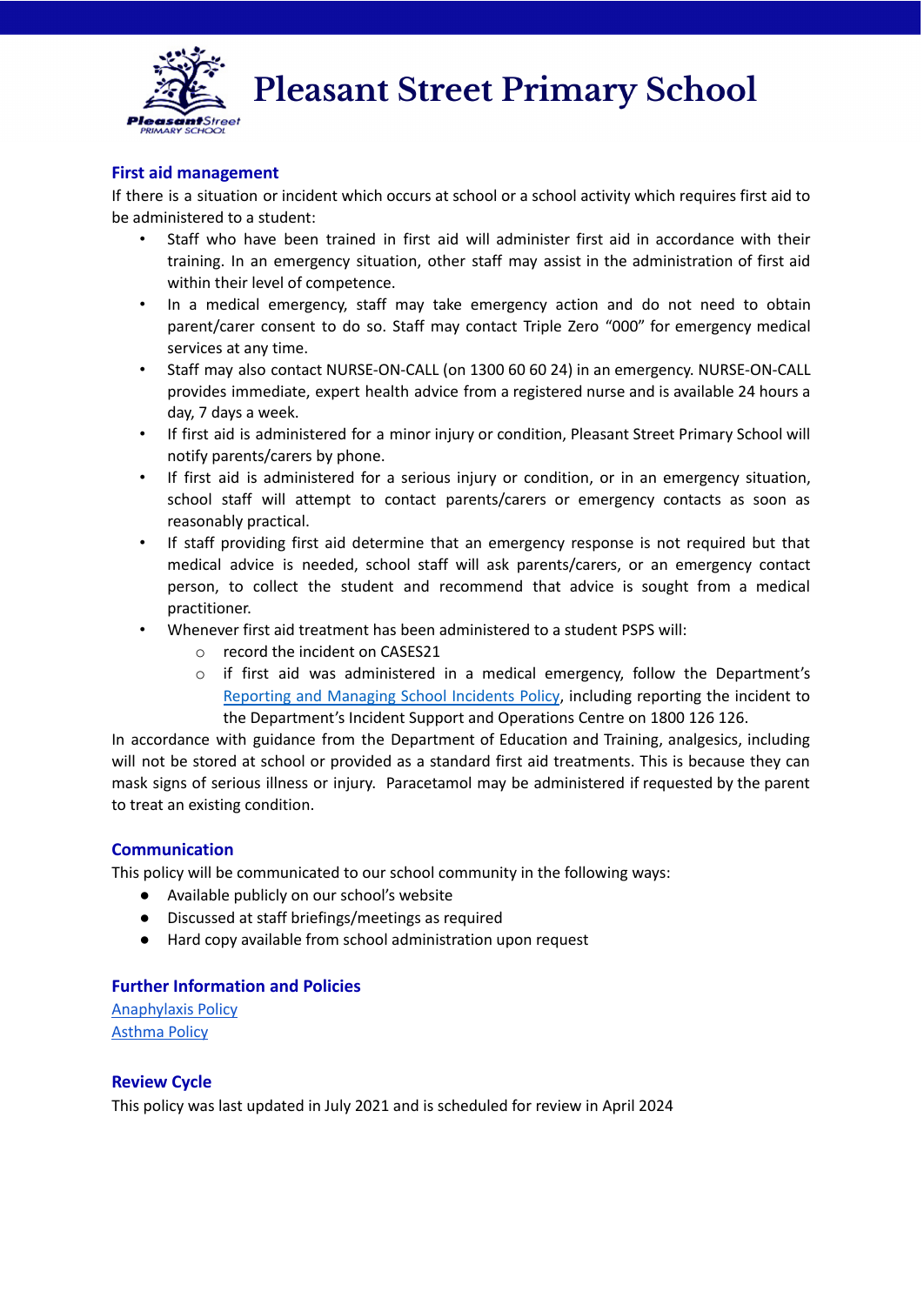## First aid management

If there is a situation or incident which occurs at school or a school activity which requires first aid to be administered to a student:

- Staff who have been trained in first aid will administer first aid in accordance with their training. In an emergency situation, other staff may assist in the administration of first aid within their level of competence.
- In a medical emergency, staff may take emergency action and do not need to obtain parent/carer consent to do so. Staff may contact Triple Zero "000" for emergency medical services at any time.
- Staff may also contact NURSE-ON-CALL (on 1300 60 60 24) in an emergency. NURSE-ON-CALL provides immediate, expert health advice from a registered nurse and is available 24 hours a day, 7 days a week.
- If first aid is administered for a minor injury or condition, Pleasant Street Primary School will notify parents/carers by phone.
- If first aid is administered for a serious injury or condition, or in an emergency situation, school staff will attempt to contact parents/carers or emergency contacts as soon as reasonably practical.
- If staff providing first aid determine that an emergency response is not required but that medical advice is needed, school staff will ask parents/carers, or an emergency contact person, to collect the student and recommend that advice is sought from a medical practitioner.
- Whenever first aid treatment has been administered to a student PSPS will:
  - record the incident on CASES21
  - if first aid was administered in a medical emergency, follow the Department's [Reporting and Managing School Incidents Policy](), including reporting the incident to the Department's Incident Support and Operations Centre on 1800 126 126.

In accordance with guidance from the Department of Education and Training, analgesics, including will not be stored at school or provided as a standard first aid treatments. This is because they can mask signs of serious illness or injury.  Paracetamol may be administered if requested by the parent to treat an existing condition.

## Communication

This policy will be communicated to our school community in the following ways:

- Available publicly on our school's website
- Discussed at staff briefings/meetings as required
- Hard copy available from school administration upon request

## Further Information and Policies

[Anaphylaxis Policy]()
[Asthma Policy]()

## Review Cycle

This policy was last updated in July 2021 and is scheduled for review in April 2024